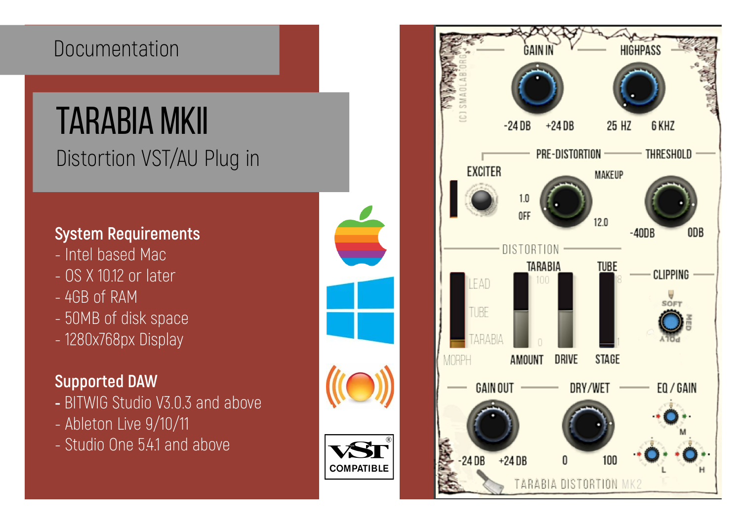Documentation

# TARABIA MKII

Distortion VST/AU Plug in

## System Requirements

- Intel based Mac
- OS X 10.12 or later
- 4GB of RAM
- 50MB of disk space
- 1280x768px Display

## Supported DAW

- BITWIG Studio V3.0.3 and above
- Ableton Live 9/10/11
- Studio One 5.4.1 and above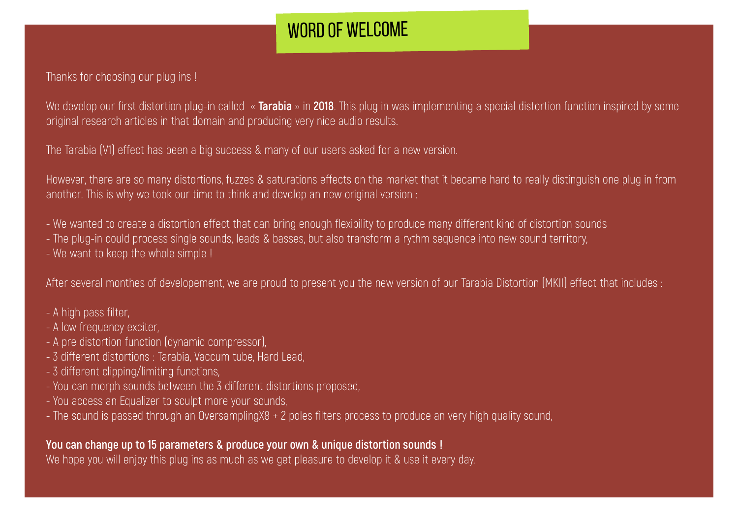# WORD OF WELCOME

Thanks for choosing our plug ins !

We develop our first distortion plug-in called « **Tarabia** » in **2018**. This plug in was implementing a special distortion function inspired by some original research articles in that domain and producing very nice audio results.

The Tarabia (V1) effect has been a big success & many of our users asked for a new version.

However, there are so many distortions, fuzzes & saturations effects on the market that it became hard to really distinguish one plug in from another. This is why we took our time to think and develop an new original version :

- We wanted to create a distortion effect that can bring enough flexibility to produce many different kind of distortion sounds
- The plug-in could process single sounds, leads & basses, but also transform a rythm sequence into new sound territory,
- We want to keep the whole simple !

After several monthes of developement, we are proud to present you the new version of our Tarabia Distortion (MKII) effect that includes :

- A high pass filter,
- A low frequency exciter,
- A pre distortion function (dynamic compressor),
- 3 different distortions : Tarabia, Vaccum tube, Hard Lead,
- 3 different clipping/limiting functions,
- You can morph sounds between the 3 different distortions proposed,
- You access an Equalizer to sculpt more your sounds,
- The sound is passed through an OversamplingX8 + 2 poles filters process to produce an very high quality sound,

**You can change up to 15 parameters & produce your own & unique distortion sounds !**
We hope you will enjoy this plug ins as much as we get pleasure to develop it & use it every day.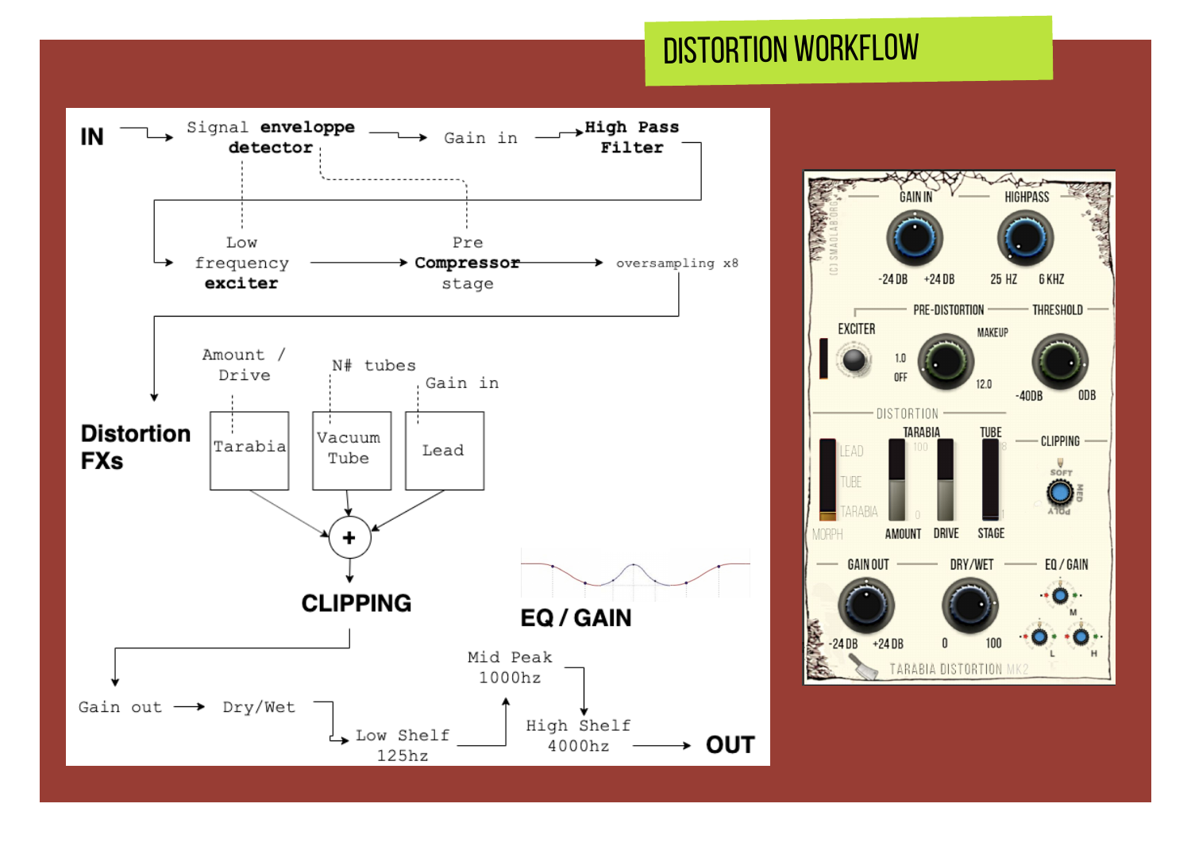# DISTORTION WORKFLOW

IN → Signal **enveloppe detector** → Gain in → **High Pass Filter**

→ Low frequency **exciter** → Pre **Compressor** stage → oversampling x8

**Distortion FXs**

Amount / Drive — Tarabia

N# tubes — Vacuum Tube

Gain in — Lead

+

**CLIPPING**

**EQ / GAIN**

Gain out → Dry/Wet → Low Shelf 125hz → Mid Peak 1000hz → High Shelf 4000hz → **OUT**

GAIN IN
-24 DB +24 DB

HIGHPASS
25 HZ 6 KHZ

PRE-DISTORTION

THRESHOLD

EXCITER

1.0
OFF

MAKEUP
12.0

-40DB 0DB

(C) SMADLAB.ORG

DISTORTION

TARABIA
100
0

TUBE
8
1

LEAD
TUBE
TARABIA
MORPH

AMOUNT DRIVE STAGE

CLIPPING
SOFT
MED
POLY

GAIN OUT
-24 DB +24 DB

DRY/WET
0 100

EQ / GAIN
M
L H

TARABIA DISTORTION MK2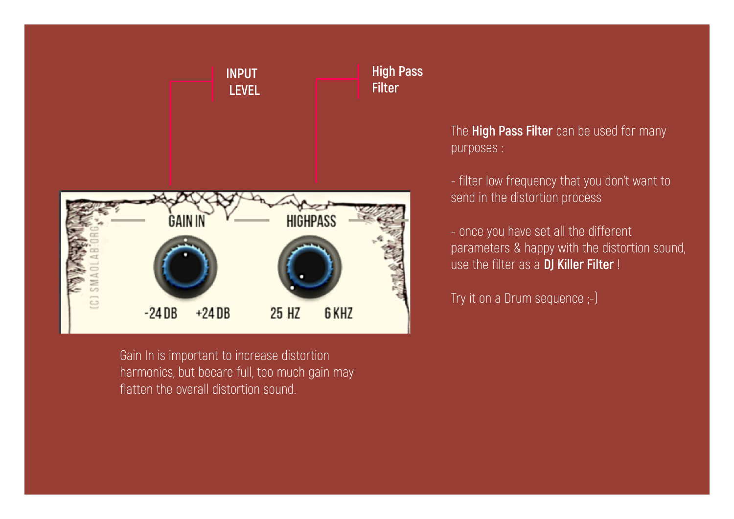**INPUT LEVEL**

**High Pass Filter**

GAIN IN

-24 DB +24 DB

HIGHPASS

25 HZ 6 KHZ

(C) SMAOLAB.ORG

Gain In is important to increase distortion harmonics, but becare full, too much gain may flatten the overall distortion sound.

The **High Pass Filter** can be used for many purposes :

- filter low frequency that you don't want to send in the distortion process

- once you have set all the different parameters & happy with the distortion sound, use the filter as a **DJ Killer Filter** !

Try it on a Drum sequence ;-)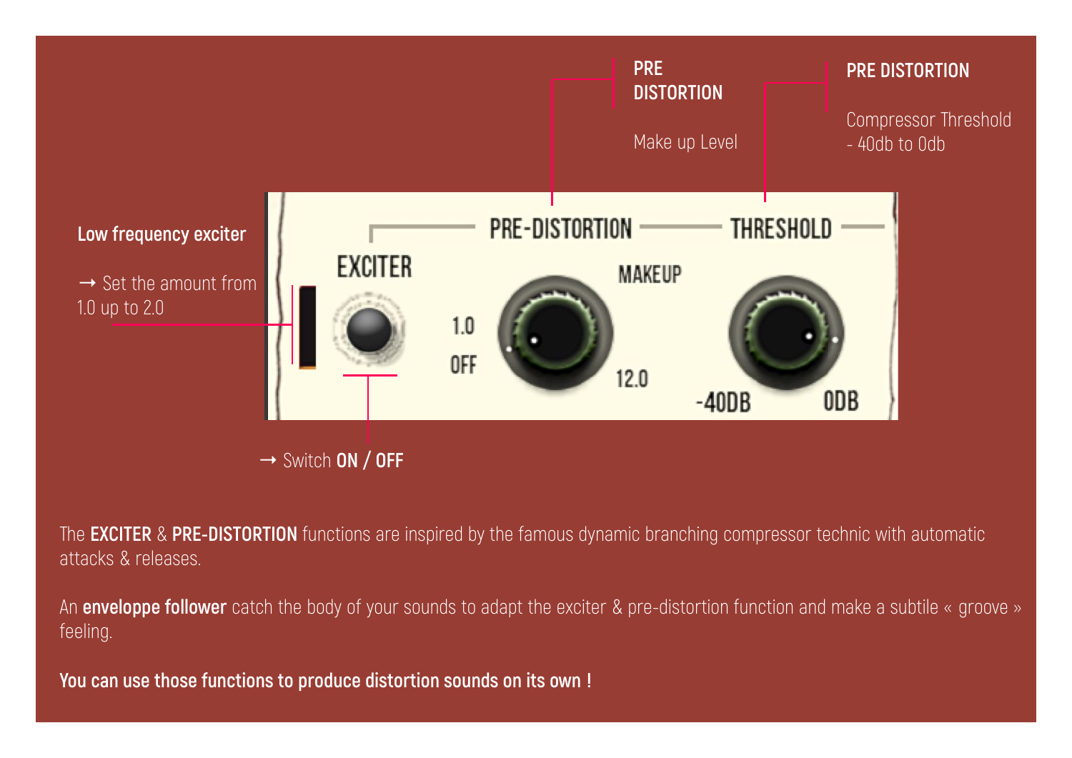**PRE DISTORTION**

Make up Level

**PRE DISTORTION**

Compressor Threshold
- 40db to 0db

**Low frequency exciter**

→ Set the amount from 1.0 up to 2.0

PRE-DISTORTION
THRESHOLD
EXCITER
MAKEUP
1.0
OFF
12.0
-40DB
0DB

→ Switch **ON / OFF**

The **EXCITER** & **PRE-DISTORTION** functions are inspired by the famous dynamic branching compressor technic with automatic attacks & releases.

An **enveloppe follower** catch the body of your sounds to adapt the exciter & pre-distortion function and make a subtile « groove » feeling.

**You can use those functions to produce distortion sounds on its own !**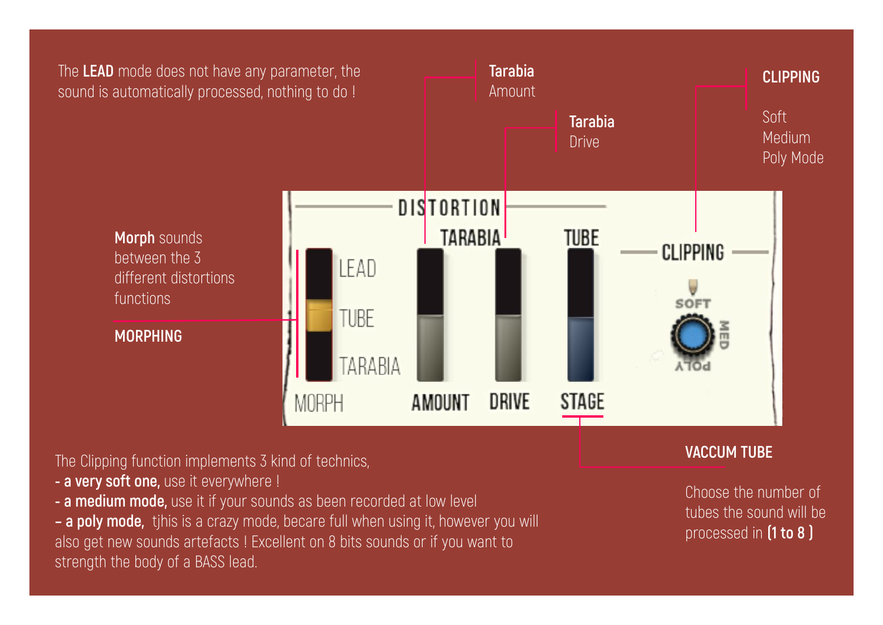The **LEAD** mode does not have any parameter, the sound is automatically processed, nothing to do !

**Tarabia**
Amount

**Tarabia**
Drive

**CLIPPING**

Soft
Medium
Poly Mode

**Morph** sounds between the 3 different distortions functions

**MORPHING**

DISTORTION
TARABIA
TUBE
CLIPPING
LEAD
TUBE
TARABIA
SOFT
MED
POLY
MORPH
AMOUNT
DRIVE
STAGE

The Clipping function implements 3 kind of technics,
- **a very soft one,** use it everywhere !
- **a medium mode,** use it if your sounds as been recorded at low level
– **a poly mode,** tjhis is a crazy mode, becare full when using it, however you will also get new sounds artefacts ! Excellent on 8 bits sounds or if you want to strength the body of a BASS lead.

**VACCUM TUBE**

Choose the number of tubes the sound will be processed in **(1 to 8 )**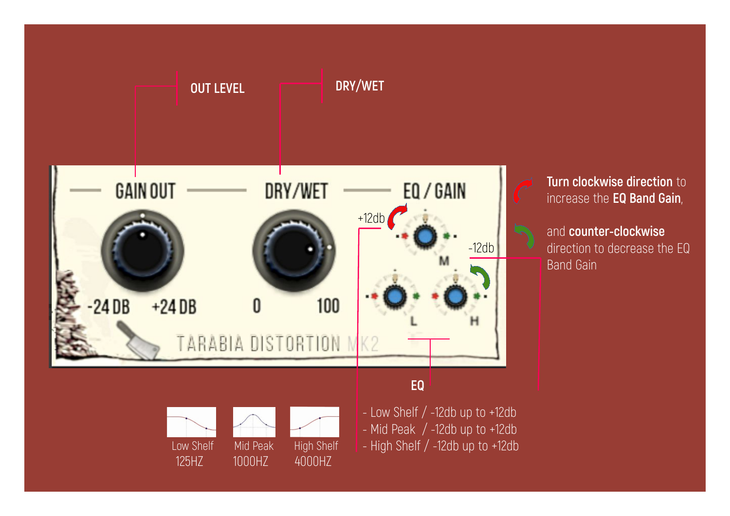OUT LEVEL

DRY/WET

GAIN OUT

-24 DB +24 DB

DRY/WET

0 100

EQ / GAIN

+12db

-12db

M

L

H

TARABIA DISTORTION MK2

**Turn clockwise direction** to increase the **EQ Band Gain**,

and **counter-clockwise** direction to decrease the EQ Band Gain

**EQ**

- Low Shelf / -12db up to +12db
- Mid Peak / -12db up to +12db
- High Shelf / -12db up to +12db

Low Shelf
125HZ

Mid Peak
1000HZ

High Shelf
4000HZ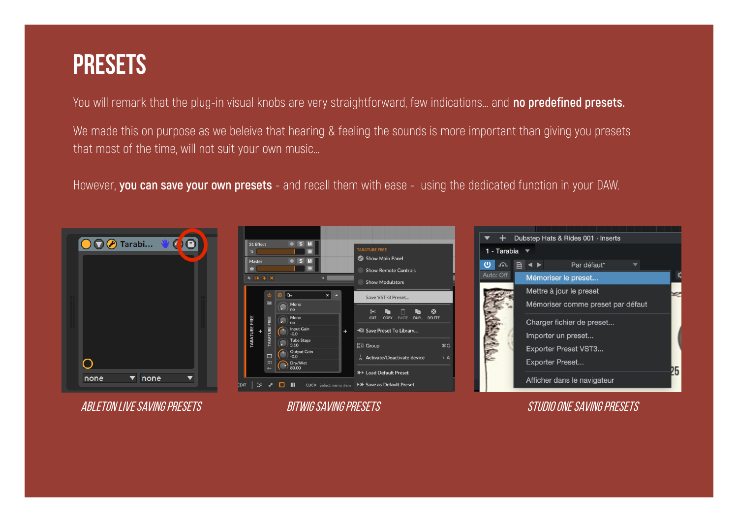# PRESETS

You will remark that the plug-in visual knobs are very straightforward, few indications... and **no predefined presets.**

We made this on purpose as we beleive that hearing & feeling the sounds is more important than giving you presets that most of the time, will not suit your own music...

However, **you can save your own presets** - and recall them with ease - using the dedicated function in your DAW.

*ABLETON LIVE SAVING PRESETS*

*BITWIG SAVING PRESETS*

*STUDIO ONE SAVING PRESETS*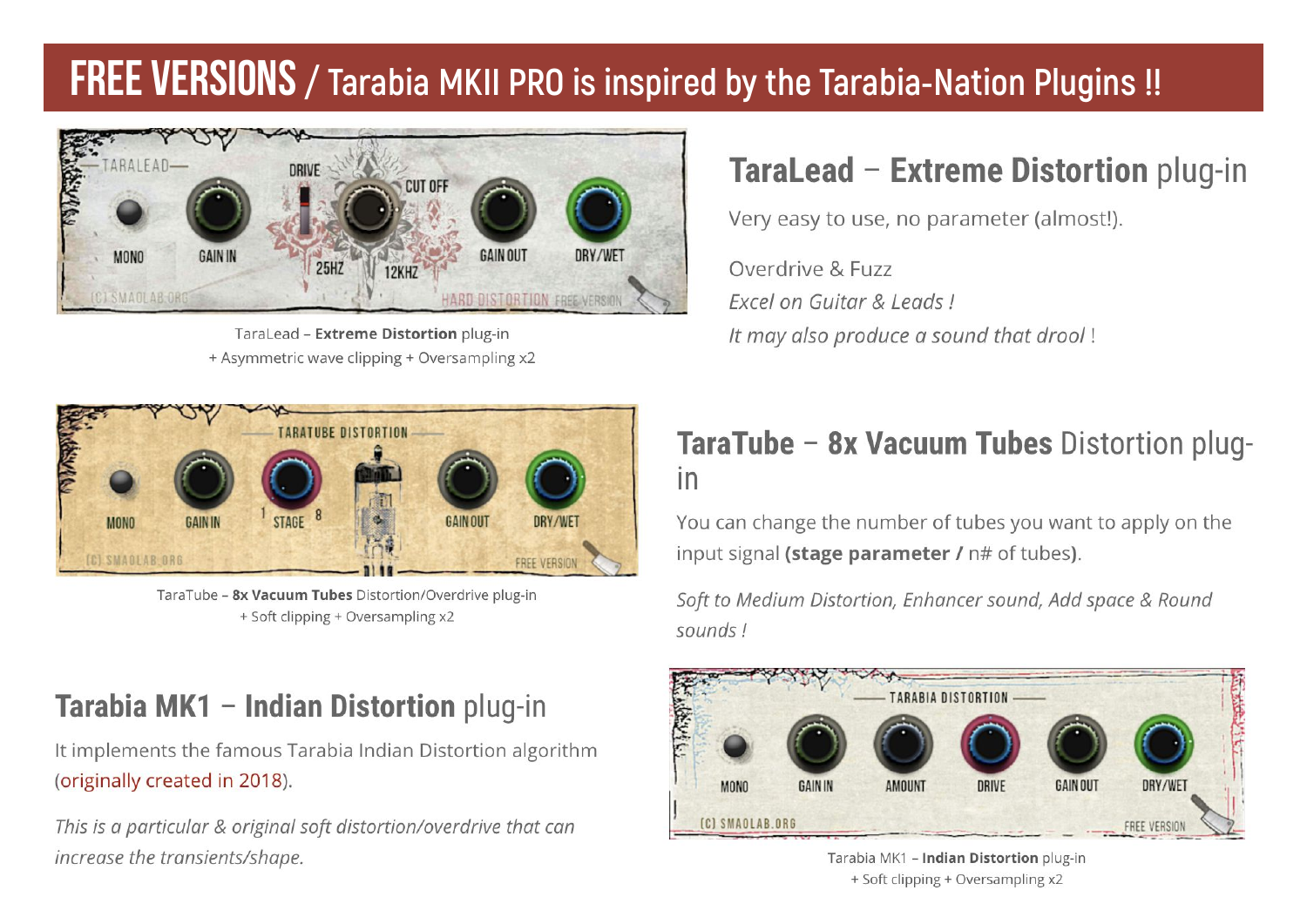# FREE VERSIONS / Tarabia MKII PRO is inspired by the Tarabia-Nation Plugins !!

TaraLead – **Extreme Distortion** plug-in
+ Asymmetric wave clipping + Oversampling x2

## TaraLead – Extreme Distortion plug-in

Very easy to use, no parameter (almost!).

Overdrive & Fuzz

*Excel on Guitar & Leads !*

*It may also produce a sound that drool* !

TaraTube – **8x Vacuum Tubes** Distortion/Overdrive plug-in
+ Soft clipping + Oversampling x2

## TaraTube – 8x Vacuum Tubes Distortion plug-in

You can change the number of tubes you want to apply on the input signal **(stage parameter /** n# of tubes**)**.

*Soft to Medium Distortion, Enhancer sound, Add space & Round sounds !*

## Tarabia MK1 – Indian Distortion plug-in

It implements the famous Tarabia Indian Distortion algorithm (originally created in 2018).

*This is a particular & original soft distortion/overdrive that can increase the transients/shape.*

Tarabia MK1 – **Indian Distortion** plug-in
+ Soft clipping + Oversampling x2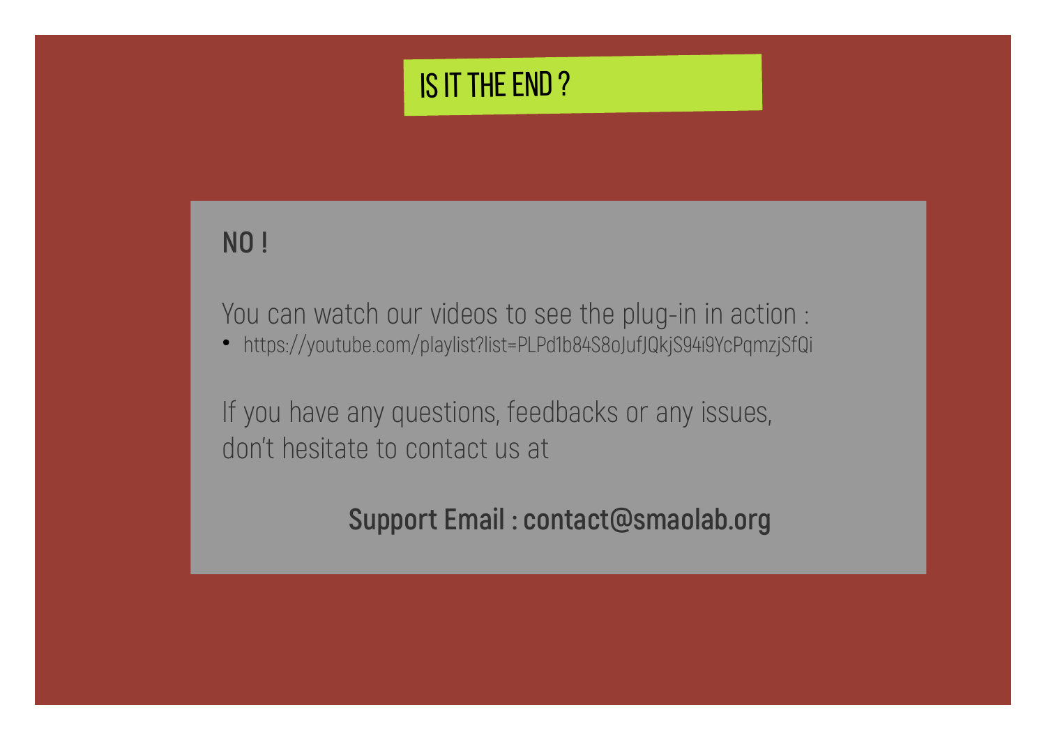# IS IT THE END ?

## NO !

You can watch our videos to see the plug-in in action :

- https://youtube.com/playlist?list=PLPd1b84S8oJufJQkjS94i9YcPqmzjSfQi

If you have any questions, feedbacks or any issues, don't hesitate to contact us at

**Support Email : contact@smaolab.org**